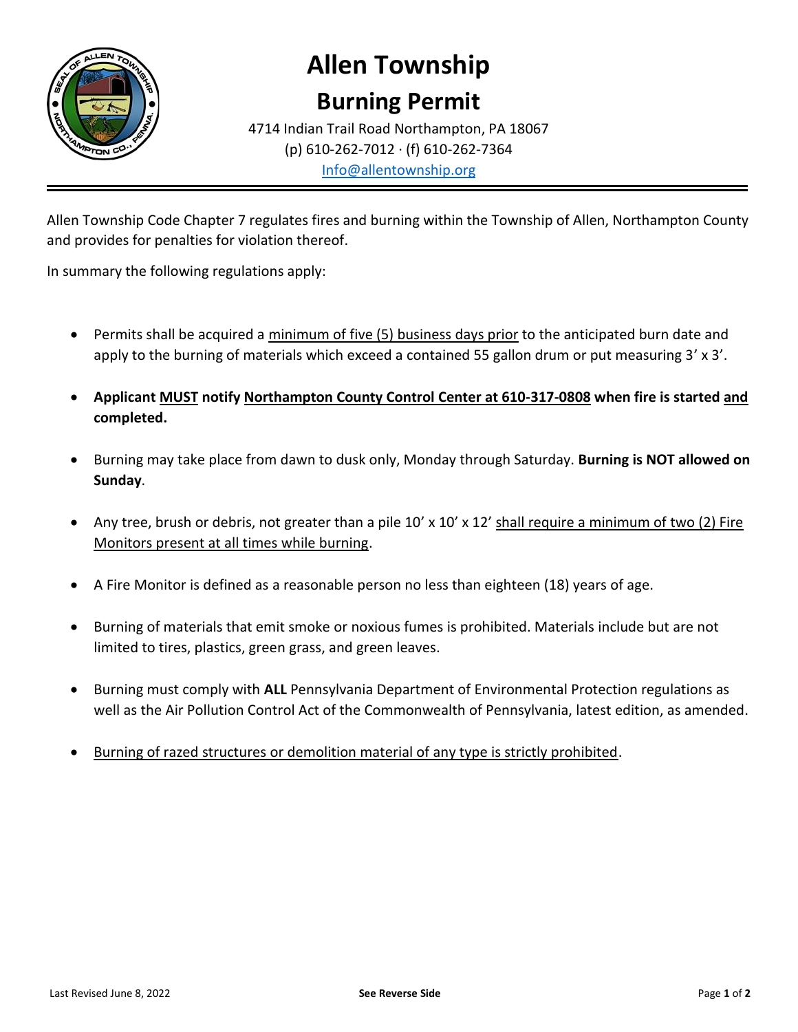# Allen Township

## Burning Permit

4714 Indian Trail Road Northampton, PA 18067
(p) 610-262-7012 · (f) 610-262-7364
Info@allentownship.org

---

Allen Township Code Chapter 7 regulates fires and burning within the Township of Allen, Northampton County and provides for penalties for violation thereof.

In summary the following regulations apply:

- Permits shall be acquired a minimum of five (5) business days prior to the anticipated burn date and apply to the burning of materials which exceed a contained 55 gallon drum or put measuring 3' x 3'.
- **Applicant MUST notify Northampton County Control Center at 610-317-0808 when fire is started and completed.**
- Burning may take place from dawn to dusk only, Monday through Saturday. **Burning is NOT allowed on Sunday**.
- Any tree, brush or debris, not greater than a pile 10' x 10' x 12' shall require a minimum of two (2) Fire Monitors present at all times while burning.
- A Fire Monitor is defined as a reasonable person no less than eighteen (18) years of age.
- Burning of materials that emit smoke or noxious fumes is prohibited. Materials include but are not limited to tires, plastics, green grass, and green leaves.
- Burning must comply with **ALL** Pennsylvania Department of Environmental Protection regulations as well as the Air Pollution Control Act of the Commonwealth of Pennsylvania, latest edition, as amended.
- Burning of razed structures or demolition material of any type is strictly prohibited.

Last Revised June 8, 2022

**See Reverse Side**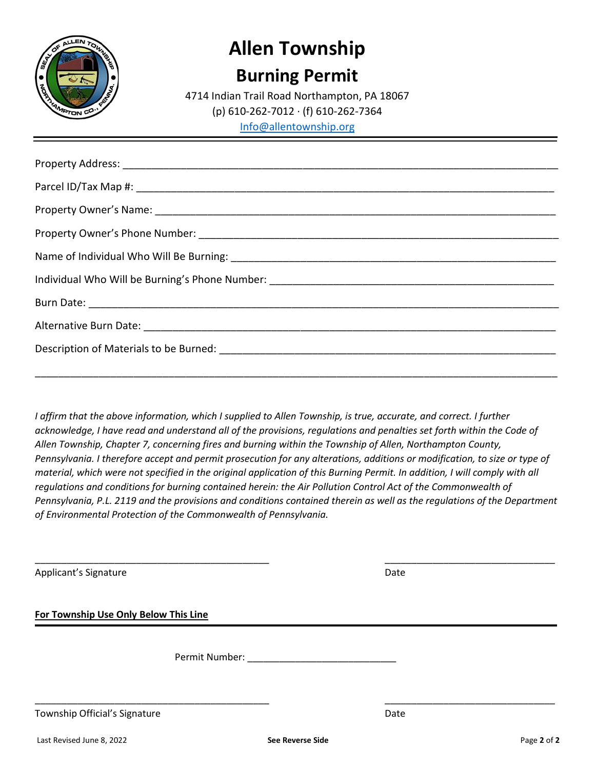# Allen Township

## Burning Permit

4714 Indian Trail Road Northampton, PA 18067

(p) 610-262-7012 · (f) 610-262-7364

Info@allentownship.org

---

Property Address: ___________________________________________________________________________

Parcel ID/Tax Map #: _________________________________________________________________________

Property Owner's Name: ______________________________________________________________________

Property Owner's Phone Number: _______________________________________________________________

Name of Individual Who Will Be Burning: _________________________________________________________

Individual Who Will be Burning's Phone Number: ___________________________________________________

Burn Date: _______________________________________________________________________________

Alternative Burn Date: _____________________________________________________________________

Description of Materials to be Burned: _________________________________________________________

___________________________________________________________________________________________

*I affirm that the above information, which I supplied to Allen Township, is true, accurate, and correct. I further acknowledge, I have read and understand all of the provisions, regulations and penalties set forth within the Code of Allen Township, Chapter 7, concerning fires and burning within the Township of Allen, Northampton County, Pennsylvania. I therefore accept and permit prosecution for any alterations, additions or modification, to size or type of material, which were not specified in the original application of this Burning Permit. In addition, I will comply with all regulations and conditions for burning contained herein: the Air Pollution Control Act of the Commonwealth of Pennsylvania, P.L. 2119 and the provisions and conditions contained therein as well as the regulations of the Department of Environmental Protection of the Commonwealth of Pennsylvania.*

_____________________________________________ _________________________________

Applicant's Signature Date

**For Township Use Only Below This Line**

---

Permit Number: ____________________________

_____________________________________________ _________________________________

Township Official's Signature Date

Last Revised June 8, 2022

**See Reverse Side**